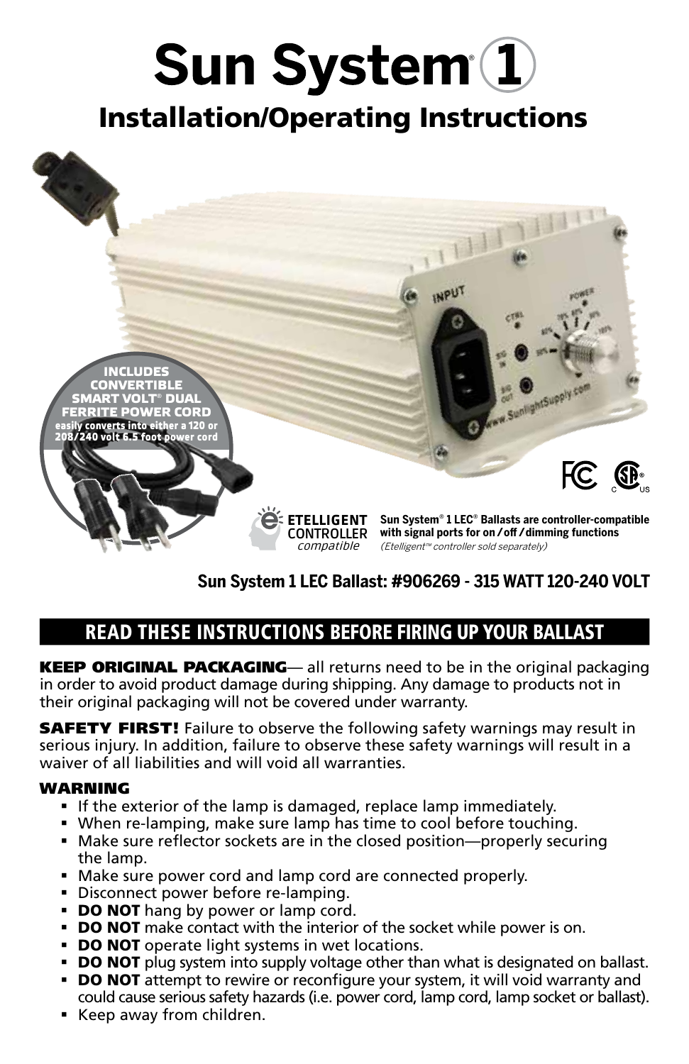# Sun System® 1

## Installation/Operating Instructions

INCLUDES CONVERTIBLE SMART VOLT® DUAL FERRITE POWER CORD
easily converts into either a 120 or 208/240 volt 6.5 foot power cord

ETELLIGENT CONTROLLER *compatible*

**Sun System® 1 LEC® Ballasts are controller-compatible with signal ports for on / off / dimming functions**
*(Etelligent™ controller sold separately)*

**Sun System 1 LEC Ballast: #906269 - 315 WATT 120-240 VOLT**

## READ THESE INSTRUCTIONS BEFORE FIRING UP YOUR BALLAST

**KEEP ORIGINAL PACKAGING**— all returns need to be in the original packaging in order to avoid product damage during shipping. Any damage to products not in their original packaging will not be covered under warranty.

**SAFETY FIRST!** Failure to observe the following safety warnings may result in serious injury. In addition, failure to observe these safety warnings will result in a waiver of all liabilities and will void all warranties.

#### WARNING

- If the exterior of the lamp is damaged, replace lamp immediately.
- When re-lamping, make sure lamp has time to cool before touching.
- Make sure reflector sockets are in the closed position—properly securing the lamp.
- Make sure power cord and lamp cord are connected properly.
- Disconnect power before re-lamping.
- **DO NOT** hang by power or lamp cord.
- **DO NOT** make contact with the interior of the socket while power is on.
- **DO NOT** operate light systems in wet locations.
- **DO NOT** plug system into supply voltage other than what is designated on ballast.
- **DO NOT** attempt to rewire or reconfigure your system, it will void warranty and could cause serious safety hazards (i.e. power cord, lamp cord, lamp socket or ballast).
- Keep away from children.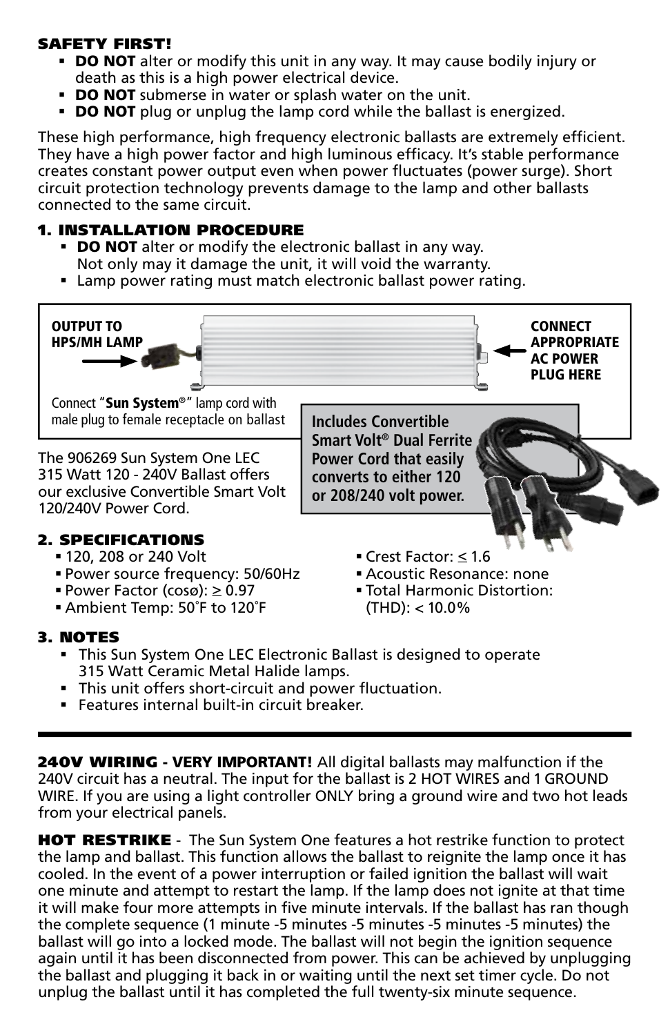**SAFETY FIRST!**

- **DO NOT** alter or modify this unit in any way. It may cause bodily injury or death as this is a high power electrical device.
- **DO NOT** submerse in water or splash water on the unit.
- **DO NOT** plug or unplug the lamp cord while the ballast is energized.

These high performance, high frequency electronic ballasts are extremely efficient. They have a high power factor and high luminous efficacy. It's stable performance creates constant power output even when power fluctuates (power surge). Short circuit protection technology prevents damage to the lamp and other ballasts connected to the same circuit.

## 1. INSTALLATION PROCEDURE

- **DO NOT** alter or modify the electronic ballast in any way. Not only may it damage the unit, it will void the warranty.
- Lamp power rating must match electronic ballast power rating.

**OUTPUT TO HPS/MH LAMP**

**CONNECT APPROPRIATE AC POWER PLUG HERE**

Connect "**Sun System**®" lamp cord with male plug to female receptacle on ballast

**Includes Convertible Smart Volt® Dual Ferrite Power Cord that easily converts to either 120 or 208/240 volt power.**

The 906269 Sun System One LEC 315 Watt 120 - 240V Ballast offers our exclusive Convertible Smart Volt 120/240V Power Cord.

## 2. SPECIFICATIONS

- 120, 208 or 240 Volt
- Power source frequency: 50/60Hz
- Power Factor (cosø): ≥ 0.97
- Ambient Temp: 50˚F to 120˚F
- Crest Factor: ≤ 1.6
- Acoustic Resonance: none
- Total Harmonic Distortion: (THD): < 10.0%

## 3. NOTES

- This Sun System One LEC Electronic Ballast is designed to operate 315 Watt Ceramic Metal Halide lamps.
- This unit offers short-circuit and power fluctuation.
- Features internal built-in circuit breaker.

---

**240V WIRING - VERY IMPORTANT!** All digital ballasts may malfunction if the 240V circuit has a neutral. The input for the ballast is 2 HOT WIRES and 1 GROUND WIRE. If you are using a light controller ONLY bring a ground wire and two hot leads from your electrical panels.

**HOT RESTRIKE** - The Sun System One features a hot restrike function to protect the lamp and ballast. This function allows the ballast to reignite the lamp once it has cooled. In the event of a power interruption or failed ignition the ballast will wait one minute and attempt to restart the lamp. If the lamp does not ignite at that time it will make four more attempts in five minute intervals. If the ballast has ran though the complete sequence (1 minute -5 minutes -5 minutes -5 minutes -5 minutes) the ballast will go into a locked mode. The ballast will not begin the ignition sequence again until it has been disconnected from power. This can be achieved by unplugging the ballast and plugging it back in or waiting until the next set timer cycle. Do not unplug the ballast until it has completed the full twenty-six minute sequence.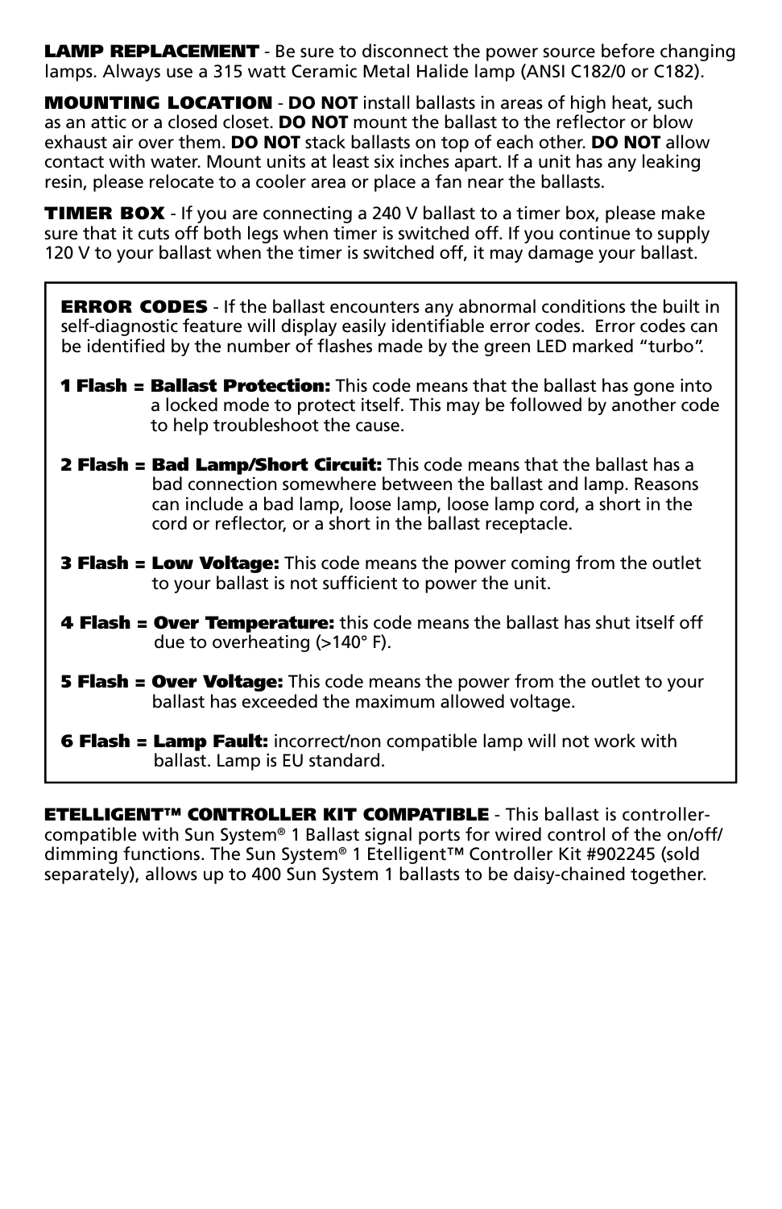**LAMP REPLACEMENT** - Be sure to disconnect the power source before changing lamps. Always use a 315 watt Ceramic Metal Halide lamp (ANSI C182/0 or C182).

**MOUNTING LOCATION** - **DO NOT** install ballasts in areas of high heat, such as an attic or a closed closet. **DO NOT** mount the ballast to the reflector or blow exhaust air over them. **DO NOT** stack ballasts on top of each other. **DO NOT** allow contact with water. Mount units at least six inches apart. If a unit has any leaking resin, please relocate to a cooler area or place a fan near the ballasts.

**TIMER BOX** - If you are connecting a 240 V ballast to a timer box, please make sure that it cuts off both legs when timer is switched off. If you continue to supply 120 V to your ballast when the timer is switched off, it may damage your ballast.

**ERROR CODES** - If the ballast encounters any abnormal conditions the built in self-diagnostic feature will display easily identifiable error codes. Error codes can be identified by the number of flashes made by the green LED marked "turbo".

**1 Flash = Ballast Protection:** This code means that the ballast has gone into a locked mode to protect itself. This may be followed by another code to help troubleshoot the cause.

**2 Flash = Bad Lamp/Short Circuit:** This code means that the ballast has a bad connection somewhere between the ballast and lamp. Reasons can include a bad lamp, loose lamp, loose lamp cord, a short in the cord or reflector, or a short in the ballast receptacle.

**3 Flash = Low Voltage:** This code means the power coming from the outlet to your ballast is not sufficient to power the unit.

**4 Flash = Over Temperature:** this code means the ballast has shut itself off due to overheating (>140° F).

**5 Flash = Over Voltage:** This code means the power from the outlet to your ballast has exceeded the maximum allowed voltage.

**6 Flash = Lamp Fault:** incorrect/non compatible lamp will not work with ballast. Lamp is EU standard.

**ETELLIGENT™ CONTROLLER KIT COMPATIBLE** - This ballast is controller-compatible with Sun System® 1 Ballast signal ports for wired control of the on/off/dimming functions. The Sun System® 1 Etelligent™ Controller Kit #902245 (sold separately), allows up to 400 Sun System 1 ballasts to be daisy-chained together.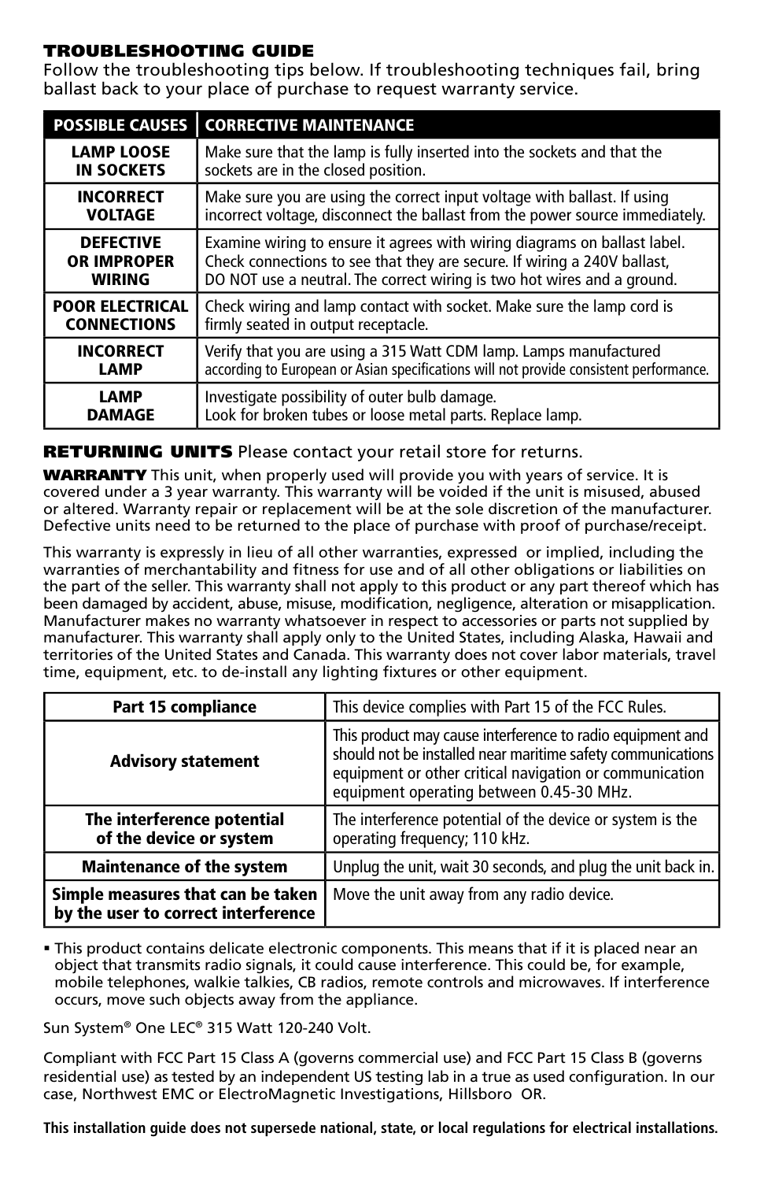## TROUBLESHOOTING GUIDE

Follow the troubleshooting tips below. If troubleshooting techniques fail, bring ballast back to your place of purchase to request warranty service.

| POSSIBLE CAUSES | CORRECTIVE MAINTENANCE |
|---|---|
| **LAMP LOOSE IN SOCKETS** | Make sure that the lamp is fully inserted into the sockets and that the sockets are in the closed position. |
| **INCORRECT VOLTAGE** | Make sure you are using the correct input voltage with ballast. If using incorrect voltage, disconnect the ballast from the power source immediately. |
| **DEFECTIVE OR IMPROPER WIRING** | Examine wiring to ensure it agrees with wiring diagrams on ballast label. Check connections to see that they are secure. If wiring a 240V ballast, DO NOT use a neutral. The correct wiring is two hot wires and a ground. |
| **POOR ELECTRICAL CONNECTIONS** | Check wiring and lamp contact with socket. Make sure the lamp cord is firmly seated in output receptacle. |
| **INCORRECT LAMP** | Verify that you are using a 315 Watt CDM lamp. Lamps manufactured according to European or Asian specifications will not provide consistent performance. |
| **LAMP DAMAGE** | Investigate possibility of outer bulb damage. Look for broken tubes or loose metal parts. Replace lamp. |

**RETURNING UNITS** Please contact your retail store for returns.

**WARRANTY** This unit, when properly used will provide you with years of service. It is covered under a 3 year warranty. This warranty will be voided if the unit is misused, abused or altered. Warranty repair or replacement will be at the sole discretion of the manufacturer. Defective units need to be returned to the place of purchase with proof of purchase/receipt.

This warranty is expressly in lieu of all other warranties, expressed or implied, including the warranties of merchantability and fitness for use and of all other obligations or liabilities on the part of the seller. This warranty shall not apply to this product or any part thereof which has been damaged by accident, abuse, misuse, modification, negligence, alteration or misapplication. Manufacturer makes no warranty whatsoever in respect to accessories or parts not supplied by manufacturer. This warranty shall apply only to the United States, including Alaska, Hawaii and territories of the United States and Canada. This warranty does not cover labor materials, travel time, equipment, etc. to de-install any lighting fixtures or other equipment.

| | |
|---|---|
| **Part 15 compliance** | This device complies with Part 15 of the FCC Rules. |
| **Advisory statement** | This product may cause interference to radio equipment and should not be installed near maritime safety communications equipment or other critical navigation or communication equipment operating between 0.45-30 MHz. |
| **The interference potential of the device or system** | The interference potential of the device or system is the operating frequency; 110 kHz. |
| **Maintenance of the system** | Unplug the unit, wait 30 seconds, and plug the unit back in. |
| **Simple measures that can be taken by the user to correct interference** | Move the unit away from any radio device. |

- This product contains delicate electronic components. This means that if it is placed near an object that transmits radio signals, it could cause interference. This could be, for example, mobile telephones, walkie talkies, CB radios, remote controls and microwaves. If interference occurs, move such objects away from the appliance.

Sun System® One LEC® 315 Watt 120-240 Volt.

Compliant with FCC Part 15 Class A (governs commercial use) and FCC Part 15 Class B (governs residential use) as tested by an independent US testing lab in a true as used configuration. In our case, Northwest EMC or ElectroMagnetic Investigations, Hillsboro OR.

**This installation guide does not supersede national, state, or local regulations for electrical installations.**